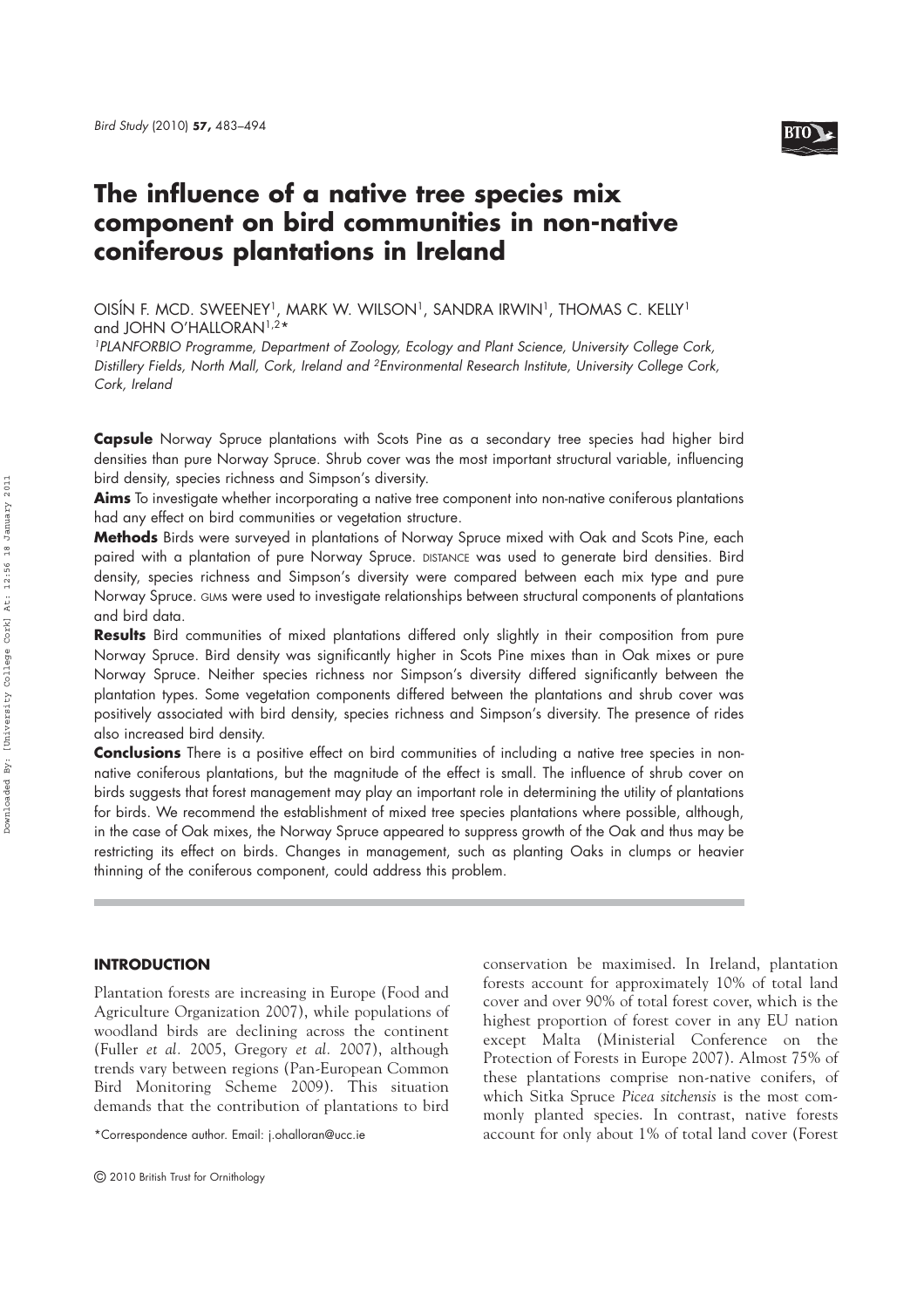# The influence of a native tree species mix component on bird communities in non-native coniferous plantations in Ireland

OISÍN F. MCD. SWEENEY[1], MARK W. WILSON[1], SANDRA IRWIN[1], THOMAS C. KELLY[1] and JOHN O'HALLORAN[1,2]*

[1]*PLANFORBIO Programme, Department of Zoology, Ecology and Plant Science, University College Cork, Distillery Fields, North Mall, Cork, Ireland and* [2]*Environmental Research Institute, University College Cork, Cork, Ireland*

**Capsule** Norway Spruce plantations with Scots Pine as a secondary tree species had higher bird densities than pure Norway Spruce. Shrub cover was the most important structural variable, influencing bird density, species richness and Simpson's diversity.

**Aims** To investigate whether incorporating a native tree component into non-native coniferous plantations had any effect on bird communities or vegetation structure.

**Methods** Birds were surveyed in plantations of Norway Spruce mixed with Oak and Scots Pine, each paired with a plantation of pure Norway Spruce. DISTANCE was used to generate bird densities. Bird density, species richness and Simpson's diversity were compared between each mix type and pure Norway Spruce. GLMs were used to investigate relationships between structural components of plantations and bird data.

**Results** Bird communities of mixed plantations differed only slightly in their composition from pure Norway Spruce. Bird density was significantly higher in Scots Pine mixes than in Oak mixes or pure Norway Spruce. Neither species richness nor Simpson's diversity differed significantly between the plantation types. Some vegetation components differed between the plantations and shrub cover was positively associated with bird density, species richness and Simpson's diversity. The presence of rides also increased bird density.

**Conclusions** There is a positive effect on bird communities of including a native tree species in non-native coniferous plantations, but the magnitude of the effect is small. The influence of shrub cover on birds suggests that forest management may play an important role in determining the utility of plantations for birds. We recommend the establishment of mixed tree species plantations where possible, although, in the case of Oak mixes, the Norway Spruce appeared to suppress growth of the Oak and thus may be restricting its effect on birds. Changes in management, such as planting Oaks in clumps or heavier thinning of the coniferous component, could address this problem.

## INTRODUCTION

Plantation forests are increasing in Europe (Food and Agriculture Organization 2007), while populations of woodland birds are declining across the continent (Fuller *et al.* 2005, Gregory *et al.* 2007), although trends vary between regions (Pan-European Common Bird Monitoring Scheme 2009). This situation demands that the contribution of plantations to bird conservation be maximised. In Ireland, plantation forests account for approximately 10% of total land cover and over 90% of total forest cover, which is the highest proportion of forest cover in any EU nation except Malta (Ministerial Conference on the Protection of Forests in Europe 2007). Almost 75% of these plantations comprise non-native conifers, of which Sitka Spruce *Picea sitchensis* is the most commonly planted species. In contrast, native forests account for only about 1% of total land cover (Forest

*Correspondence author. Email: j.ohalloran@ucc.ie

© 2010 British Trust for Ornithology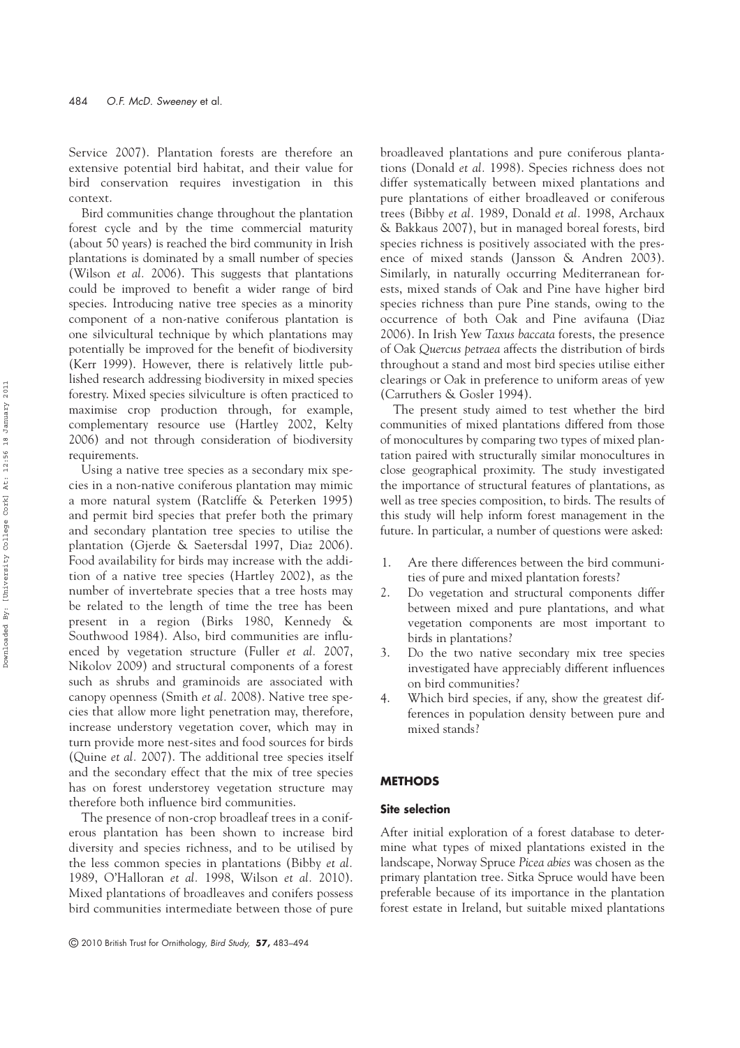Service 2007). Plantation forests are therefore an extensive potential bird habitat, and their value for bird conservation requires investigation in this context.

Bird communities change throughout the plantation forest cycle and by the time commercial maturity (about 50 years) is reached the bird community in Irish plantations is dominated by a small number of species (Wilson *et al.* 2006). This suggests that plantations could be improved to benefit a wider range of bird species. Introducing native tree species as a minority component of a non-native coniferous plantation is one silvicultural technique by which plantations may potentially be improved for the benefit of biodiversity (Kerr 1999). However, there is relatively little published research addressing biodiversity in mixed species forestry. Mixed species silviculture is often practiced to maximise crop production through, for example, complementary resource use (Hartley 2002, Kelty 2006) and not through consideration of biodiversity requirements.

Using a native tree species as a secondary mix species in a non-native coniferous plantation may mimic a more natural system (Ratcliffe & Peterken 1995) and permit bird species that prefer both the primary and secondary plantation tree species to utilise the plantation (Gjerde & Saetersdal 1997, Diaz 2006). Food availability for birds may increase with the addition of a native tree species (Hartley 2002), as the number of invertebrate species that a tree hosts may be related to the length of time the tree has been present in a region (Birks 1980, Kennedy & Southwood 1984). Also, bird communities are influenced by vegetation structure (Fuller *et al.* 2007, Nikolov 2009) and structural components of a forest such as shrubs and graminoids are associated with canopy openness (Smith *et al.* 2008). Native tree species that allow more light penetration may, therefore, increase understory vegetation cover, which may in turn provide more nest-sites and food sources for birds (Quine *et al.* 2007). The additional tree species itself and the secondary effect that the mix of tree species has on forest understorey vegetation structure may therefore both influence bird communities.

The presence of non-crop broadleaf trees in a coniferous plantation has been shown to increase bird diversity and species richness, and to be utilised by the less common species in plantations (Bibby *et al.* 1989, O'Halloran *et al.* 1998, Wilson *et al.* 2010). Mixed plantations of broadleaves and conifers possess bird communities intermediate between those of pure broadleaved plantations and pure coniferous plantations (Donald *et al.* 1998). Species richness does not differ systematically between mixed plantations and pure plantations of either broadleaved or coniferous trees (Bibby *et al.* 1989, Donald *et al.* 1998, Archaux & Bakkaus 2007), but in managed boreal forests, bird species richness is positively associated with the presence of mixed stands (Jansson & Andren 2003). Similarly, in naturally occurring Mediterranean forests, mixed stands of Oak and Pine have higher bird species richness than pure Pine stands, owing to the occurrence of both Oak and Pine avifauna (Diaz 2006). In Irish Yew *Taxus baccata* forests, the presence of Oak *Quercus petraea* affects the distribution of birds throughout a stand and most bird species utilise either clearings or Oak in preference to uniform areas of yew (Carruthers & Gosler 1994).

The present study aimed to test whether the bird communities of mixed plantations differed from those of monocultures by comparing two types of mixed plantation paired with structurally similar monocultures in close geographical proximity. The study investigated the importance of structural features of plantations, as well as tree species composition, to birds. The results of this study will help inform forest management in the future. In particular, a number of questions were asked:

1. Are there differences between the bird communities of pure and mixed plantation forests?
2. Do vegetation and structural components differ between mixed and pure plantations, and what vegetation components are most important to birds in plantations?
3. Do the two native secondary mix tree species investigated have appreciably different influences on bird communities?
4. Which bird species, if any, show the greatest differences in population density between pure and mixed stands?

## METHODS

### Site selection

After initial exploration of a forest database to determine what types of mixed plantations existed in the landscape, Norway Spruce *Picea abies* was chosen as the primary plantation tree. Sitka Spruce would have been preferable because of its importance in the plantation forest estate in Ireland, but suitable mixed plantations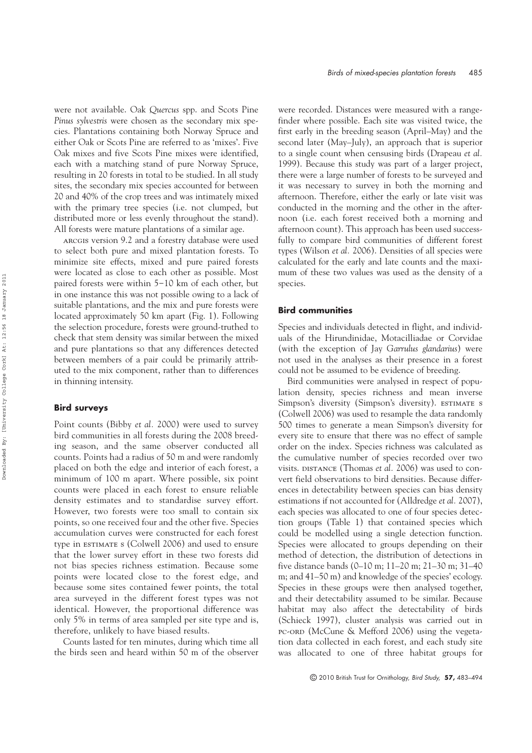were not available. Oak *Quercus* spp. and Scots Pine *Pinus sylvestris* were chosen as the secondary mix species. Plantations containing both Norway Spruce and either Oak or Scots Pine are referred to as 'mixes'. Five Oak mixes and five Scots Pine mixes were identified, each with a matching stand of pure Norway Spruce, resulting in 20 forests in total to be studied. In all study sites, the secondary mix species accounted for between 20 and 40% of the crop trees and was intimately mixed with the primary tree species (i.e. not clumped, but distributed more or less evenly throughout the stand). All forests were mature plantations of a similar age.

ARCGIS version 9.2 and a forestry database were used to select both pure and mixed plantation forests. To minimize site effects, mixed and pure paired forests were located as close to each other as possible. Most paired forests were within 5–10 km of each other, but in one instance this was not possible owing to a lack of suitable plantations, and the mix and pure forests were located approximately 50 km apart (Fig. 1). Following the selection procedure, forests were ground-truthed to check that stem density was similar between the mixed and pure plantations so that any differences detected between members of a pair could be primarily attributed to the mix component, rather than to differences in thinning intensity.

### Bird surveys

Point counts (Bibby *et al.* 2000) were used to survey bird communities in all forests during the 2008 breeding season, and the same observer conducted all counts. Points had a radius of 50 m and were randomly placed on both the edge and interior of each forest, a minimum of 100 m apart. Where possible, six point counts were placed in each forest to ensure reliable density estimates and to standardise survey effort. However, two forests were too small to contain six points, so one received four and the other five. Species accumulation curves were constructed for each forest type in ESTIMATE S (Colwell 2006) and used to ensure that the lower survey effort in these two forests did not bias species richness estimation. Because some points were located close to the forest edge, and because some sites contained fewer points, the total area surveyed in the different forest types was not identical. However, the proportional difference was only 5% in terms of area sampled per site type and is, therefore, unlikely to have biased results.

Counts lasted for ten minutes, during which time all the birds seen and heard within 50 m of the observer were recorded. Distances were measured with a rangefinder where possible. Each site was visited twice, the first early in the breeding season (April–May) and the second later (May–July), an approach that is superior to a single count when censusing birds (Drapeau *et al.* 1999). Because this study was part of a larger project, there were a large number of forests to be surveyed and it was necessary to survey in both the morning and afternoon. Therefore, either the early or late visit was conducted in the morning and the other in the afternoon (i.e. each forest received both a morning and afternoon count). This approach has been used successfully to compare bird communities of different forest types (Wilson *et al.* 2006). Densities of all species were calculated for the early and late counts and the maximum of these two values was used as the density of a species.

### Bird communities

Species and individuals detected in flight, and individuals of the Hirundinidae, Motacilliadae or Corvidae (with the exception of Jay *Garrulus glandarius*) were not used in the analyses as their presence in a forest could not be assumed to be evidence of breeding.

Bird communities were analysed in respect of population density, species richness and mean inverse Simpson's diversity (Simpson's diversity). ESTIMATE S (Colwell 2006) was used to resample the data randomly 500 times to generate a mean Simpson's diversity for every site to ensure that there was no effect of sample order on the index. Species richness was calculated as the cumulative number of species recorded over two visits. DISTANCE (Thomas *et al.* 2006) was used to convert field observations to bird densities. Because differences in detectability between species can bias density estimations if not accounted for (Alldredge *et al.* 2007), each species was allocated to one of four species detection groups (Table 1) that contained species which could be modelled using a single detection function. Species were allocated to groups depending on their method of detection, the distribution of detections in five distance bands (0–10 m; 11–20 m; 21–30 m; 31–40 m; and 41–50 m) and knowledge of the species' ecology. Species in these groups were then analysed together, and their detectability assumed to be similar. Because habitat may also affect the detectability of birds (Schieck 1997), cluster analysis was carried out in PC-ORD (McCune & Mefford 2006) using the vegetation data collected in each forest, and each study site was allocated to one of three habitat groups for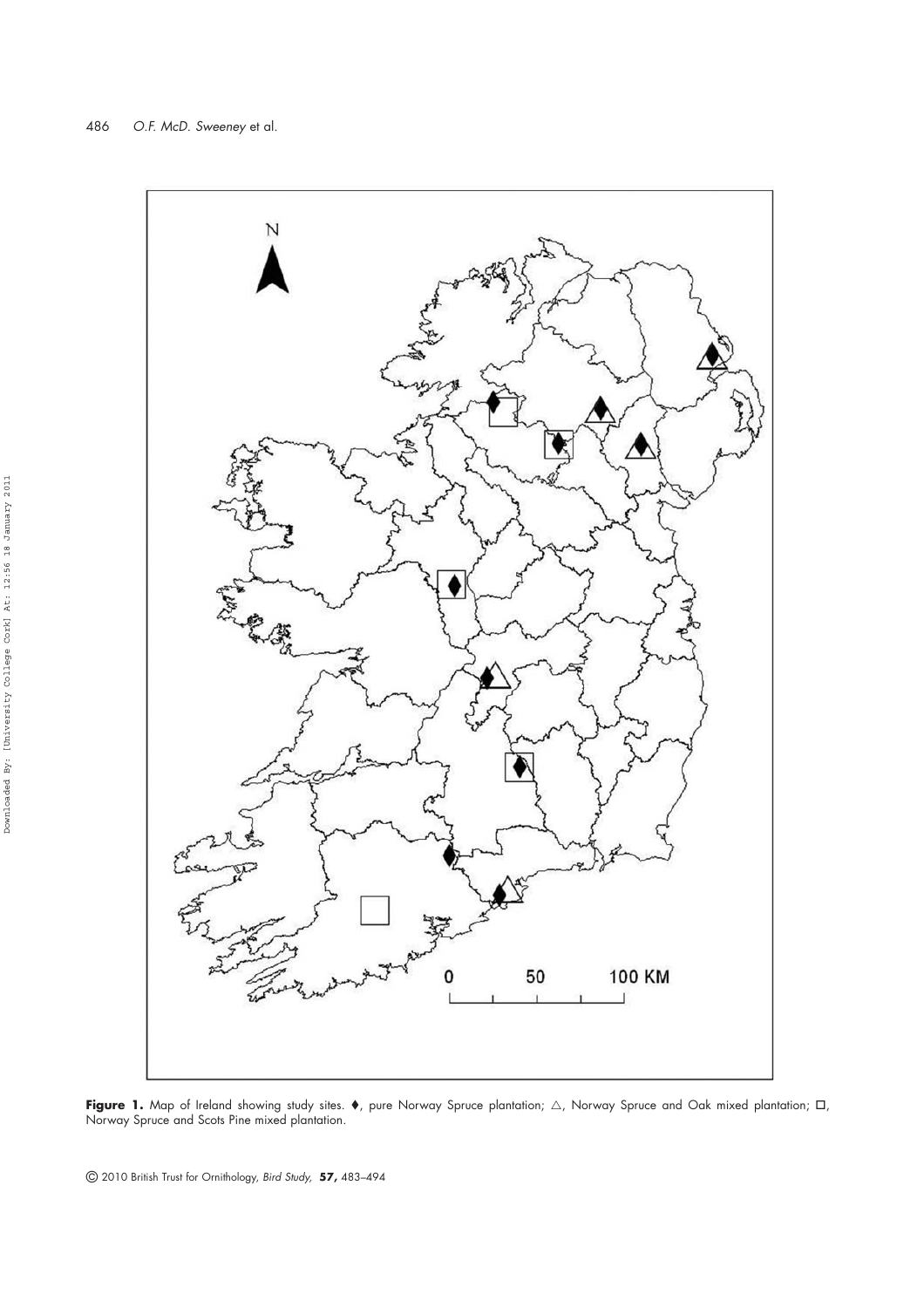**Figure 1.** Map of Ireland showing study sites. ♦, pure Norway Spruce plantation; △, Norway Spruce and Oak mixed plantation; □, Norway Spruce and Scots Pine mixed plantation.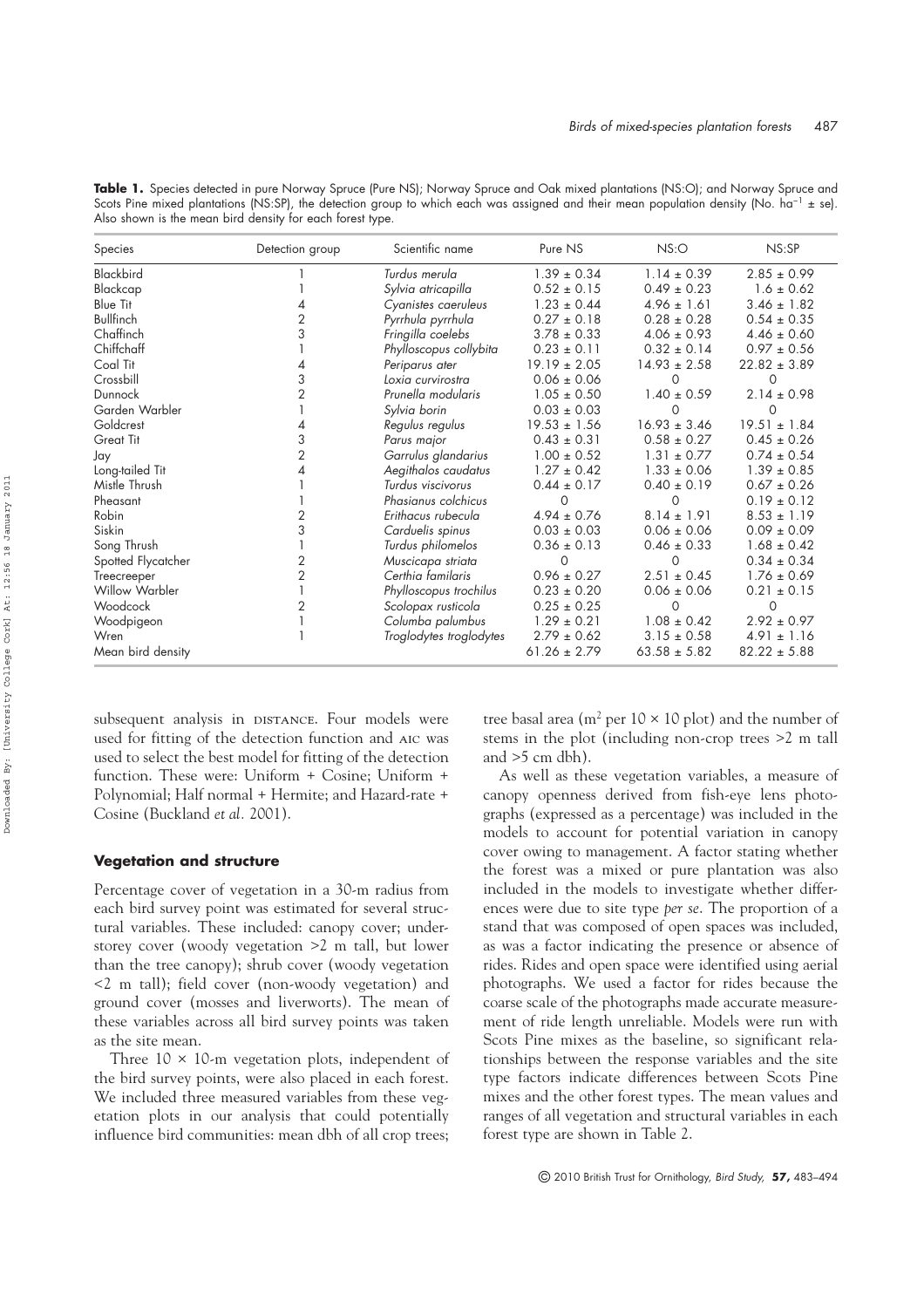**Table 1.** Species detected in pure Norway Spruce (Pure NS); Norway Spruce and Oak mixed plantations (NS:O); and Norway Spruce and Scots Pine mixed plantations (NS:SP), the detection group to which each was assigned and their mean population density (No. ha$^{-1}$ ± se). Also shown is the mean bird density for each forest type.

| Species | Detection group | Scientific name | Pure NS | NS:O | NS:SP |
|---|---|---|---|---|---|
| Blackbird | 1 | *Turdus merula* | 1.39 ± 0.34 | 1.14 ± 0.39 | 2.85 ± 0.99 |
| Blackcap | 1 | *Sylvia atricapilla* | 0.52 ± 0.15 | 0.49 ± 0.23 | 1.6 ± 0.62 |
| Blue Tit | 4 | *Cyanistes caeruleus* | 1.23 ± 0.44 | 4.96 ± 1.61 | 3.46 ± 1.82 |
| Bullfinch | 2 | *Pyrrhula pyrrhula* | 0.27 ± 0.18 | 0.28 ± 0.28 | 0.54 ± 0.35 |
| Chaffinch | 3 | *Fringilla coelebs* | 3.78 ± 0.33 | 4.06 ± 0.93 | 4.46 ± 0.60 |
| Chiffchaff | 1 | *Phylloscopus collybita* | 0.23 ± 0.11 | 0.32 ± 0.14 | 0.97 ± 0.56 |
| Coal Tit | 4 | *Periparus ater* | 19.19 ± 2.05 | 14.93 ± 2.58 | 22.82 ± 3.89 |
| Crossbill | 3 | *Loxia curvirostra* | 0.06 ± 0.06 | 0 | 0 |
| Dunnock | 2 | *Prunella modularis* | 1.05 ± 0.50 | 1.40 ± 0.59 | 2.14 ± 0.98 |
| Garden Warbler | 1 | *Sylvia borin* | 0.03 ± 0.03 | 0 | 0 |
| Goldcrest | 4 | *Regulus regulus* | 19.53 ± 1.56 | 16.93 ± 3.46 | 19.51 ± 1.84 |
| Great Tit | 3 | *Parus major* | 0.43 ± 0.31 | 0.58 ± 0.27 | 0.45 ± 0.26 |
| Jay | 2 | *Garrulus glandarius* | 1.00 ± 0.52 | 1.31 ± 0.77 | 0.74 ± 0.54 |
| Long-tailed Tit | 4 | *Aegithalos caudatus* | 1.27 ± 0.42 | 1.33 ± 0.06 | 1.39 ± 0.85 |
| Mistle Thrush | 1 | *Turdus viscivorus* | 0.44 ± 0.17 | 0.40 ± 0.19 | 0.67 ± 0.26 |
| Pheasant | 1 | *Phasianus colchicus* | 0 | 0 | 0.19 ± 0.12 |
| Robin | 2 | *Erithacus rubecula* | 4.94 ± 0.76 | 8.14 ± 1.91 | 8.53 ± 1.19 |
| Siskin | 3 | *Carduelis spinus* | 0.03 ± 0.03 | 0.06 ± 0.06 | 0.09 ± 0.09 |
| Song Thrush | 1 | *Turdus philomelos* | 0.36 ± 0.13 | 0.46 ± 0.33 | 1.68 ± 0.42 |
| Spotted Flycatcher | 2 | *Muscicapa striata* | 0 | 0 | 0.34 ± 0.34 |
| Treecreeper | 2 | *Certhia familaris* | 0.96 ± 0.27 | 2.51 ± 0.45 | 1.76 ± 0.69 |
| Willow Warbler | 1 | *Phylloscopus trochilus* | 0.23 ± 0.20 | 0.06 ± 0.06 | 0.21 ± 0.15 |
| Woodcock | 2 | *Scolopax rusticola* | 0.25 ± 0.25 | 0 | 0 |
| Woodpigeon | 1 | *Columba palumbus* | 1.29 ± 0.21 | 1.08 ± 0.42 | 2.92 ± 0.97 |
| Wren | 1 | *Troglodytes troglodytes* | 2.79 ± 0.62 | 3.15 ± 0.58 | 4.91 ± 1.16 |
| Mean bird density | | | 61.26 ± 2.79 | 63.58 ± 5.82 | 82.22 ± 5.88 |

subsequent analysis in DISTANCE. Four models were used for fitting of the detection function and AIC was used to select the best model for fitting of the detection function. These were: Uniform + Cosine; Uniform + Polynomial; Half normal + Hermite; and Hazard-rate + Cosine (Buckland *et al.* 2001).

### Vegetation and structure

Percentage cover of vegetation in a 30-m radius from each bird survey point was estimated for several structural variables. These included: canopy cover; understorey cover (woody vegetation >2 m tall, but lower than the tree canopy); shrub cover (woody vegetation <2 m tall); field cover (non-woody vegetation) and ground cover (mosses and liverworts). The mean of these variables across all bird survey points was taken as the site mean.

Three 10 × 10-m vegetation plots, independent of the bird survey points, were also placed in each forest. We included three measured variables from these vegetation plots in our analysis that could potentially influence bird communities: mean dbh of all crop trees; tree basal area (m$^2$ per 10 × 10 plot) and the number of stems in the plot (including non-crop trees >2 m tall and >5 cm dbh).

As well as these vegetation variables, a measure of canopy openness derived from fish-eye lens photographs (expressed as a percentage) was included in the models to account for potential variation in canopy cover owing to management. A factor stating whether the forest was a mixed or pure plantation was also included in the models to investigate whether differences were due to site type *per se*. The proportion of a stand that was composed of open spaces was included, as was a factor indicating the presence or absence of rides. Rides and open space were identified using aerial photographs. We used a factor for rides because the coarse scale of the photographs made accurate measurement of ride length unreliable. Models were run with Scots Pine mixes as the baseline, so significant relationships between the response variables and the site type factors indicate differences between Scots Pine mixes and the other forest types. The mean values and ranges of all vegetation and structural variables in each forest type are shown in Table 2.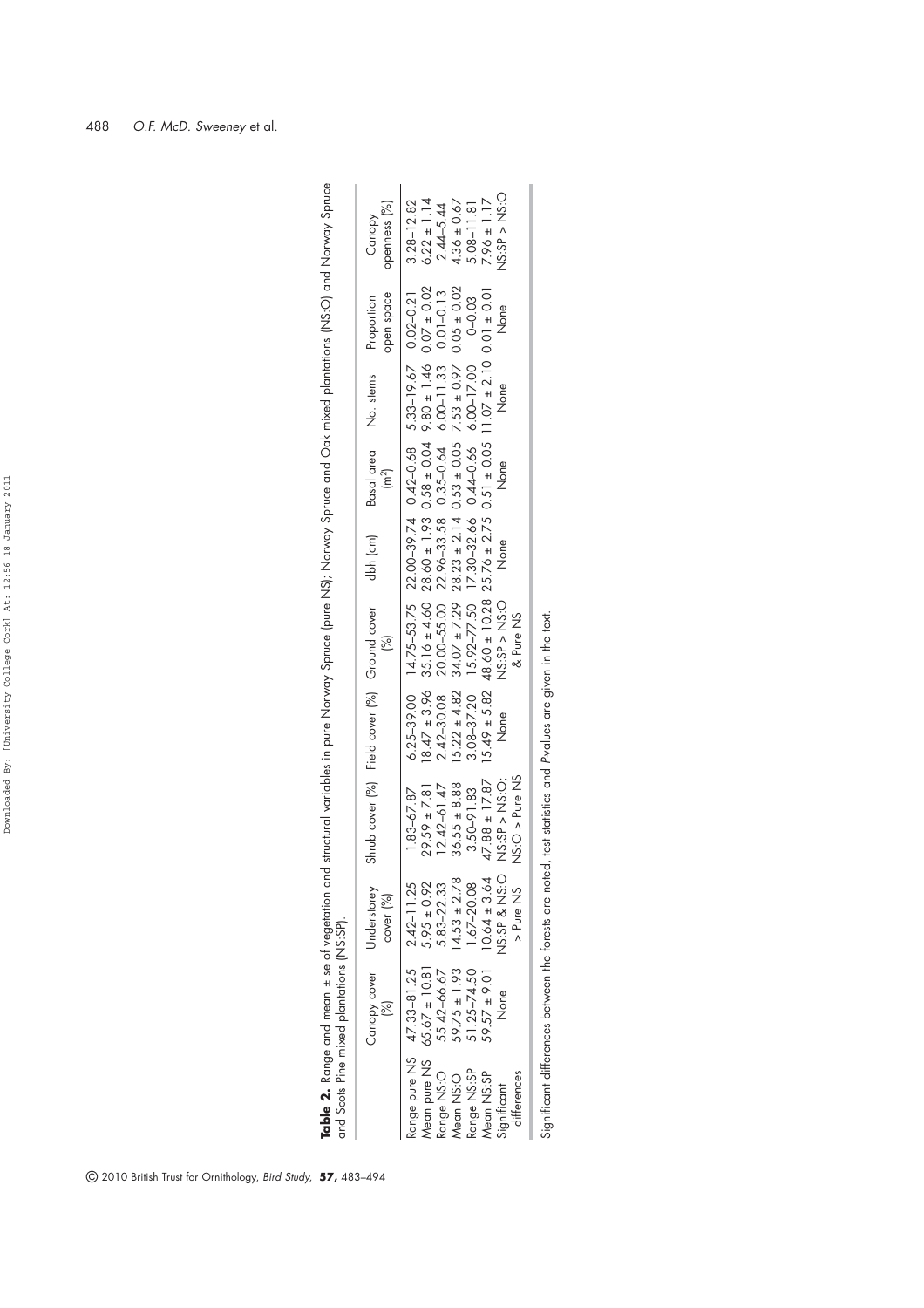**Table 2.** Range and mean ± se of vegetation and structural variables in pure Norway Spruce (pure NS); Norway Spruce and Oak mixed plantations (NS:O) and Norway Spruce and Scots Pine mixed plantations (NS:SP).

| | Canopy cover (%) | Understorey cover (%) | Shrub cover (%) | Field cover (%) | Ground cover (%) | dbh (cm) | Basal area ($m^2$) | No. stems | Proportion open space | Canopy openness (%) |
|---|---|---|---|---|---|---|---|---|---|---|
| Range pure NS | 47.33–81.25 | 2.42–11.25 | 1.83–67.87 | 6.25–39.00 | 14.75–53.75 | 22.00–39.74 | 0.42–0.68 | 5.33–19.67 | 0.02–0.21 | 3.28–12.82 |
| Mean pure NS | 65.67 ± 10.81 | 5.95 ± 0.92 | 29.59 ± 7.81 | 18.47 ± 3.96 | 35.16 ± 4.60 | 28.60 ± 1.93 | 0.58 ± 0.04 | 9.80 ± 1.46 | 0.07 ± 0.02 | 6.22 ± 1.14 |
| Range NS:O | 55.42–66.67 | 5.83–22.33 | 12.42–61.47 | 2.42–30.08 | 20.00–55.00 | 22.96–33.58 | 0.35–0.64 | 6.00–11.33 | 0.01–0.13 | 2.44–5.44 |
| Mean NS:O | 59.75 ± 1.93 | 14.53 ± 2.78 | 36.55 ± 8.88 | 15.22 ± 4.82 | 34.07 ± 7.29 | 28.23 ± 2.14 | 0.53 ± 0.05 | 7.53 ± 0.97 | 0.05 ± 0.02 | 4.36 ± 0.67 |
| Range NS:SP | 51.25–74.50 | 1.67–20.08 | 3.50–91.83 | 3.08–37.20 | 15.92–77.50 | 17.30–32.66 | 0.44–0.66 | 6.00–17.00 | 0–0.03 | 5.08–11.81 |
| Mean NS:SP | 59.57 ± 9.01 | 10.64 ± 3.64 | 47.88 ± 17.87 | 15.49 ± 5.82 | 48.60 ± 10.28 | 25.76 ± 2.75 | 0.51 ± 0.05 | 11.07 ± 2.10 | 0.01 ± 0.01 | 7.96 ± 1.17 |
| Significant differences | None | NS:SP & NS:O > Pure NS | NS:SP > NS:O; NS:O > Pure NS | None | NS:SP > NS:O & Pure NS | None | None | None | None | NS:SP > NS:O |

Significant differences between the forests are noted, test statistics and *P*-values are given in the text.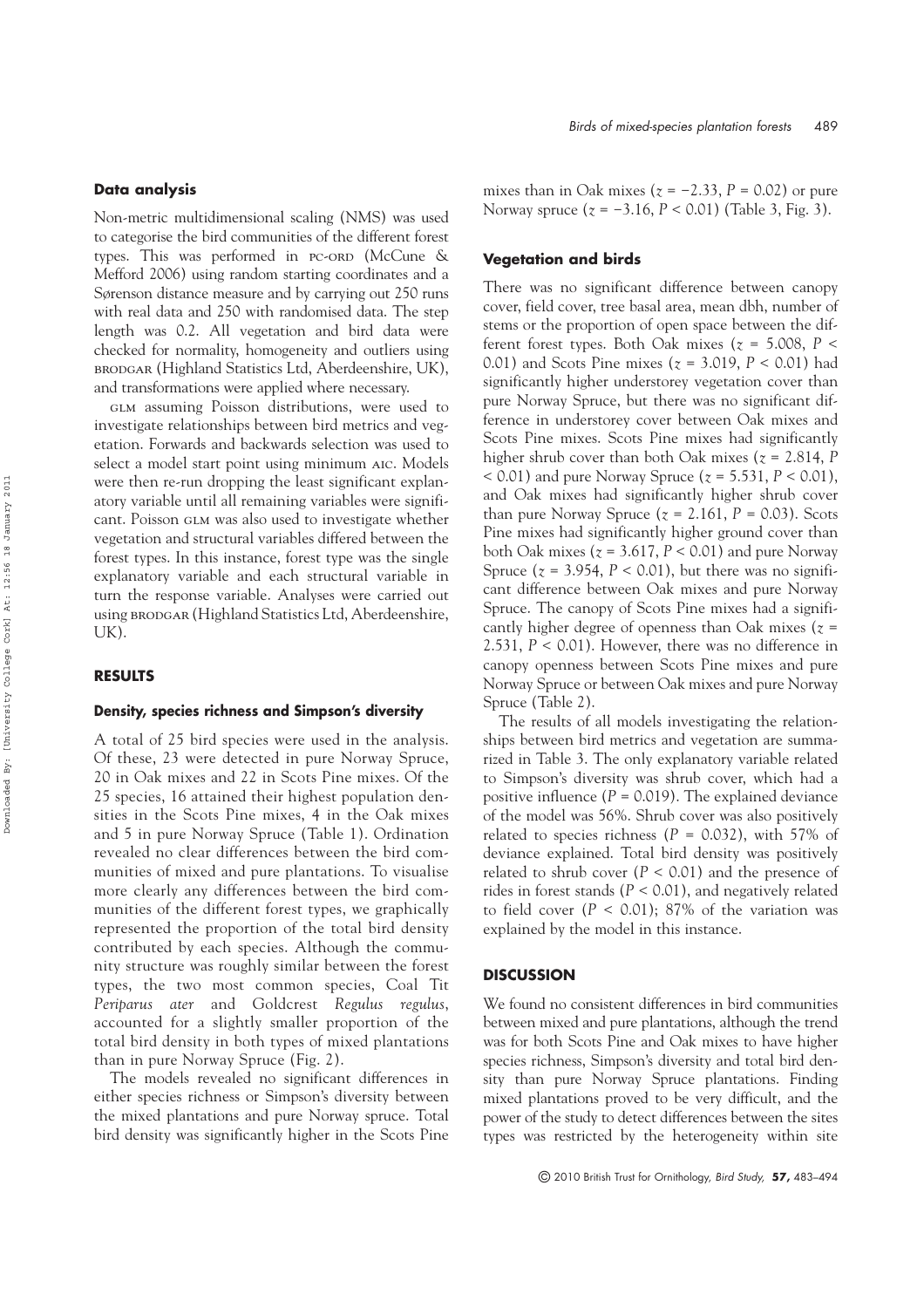### Data analysis

Non-metric multidimensional scaling (NMS) was used to categorise the bird communities of the different forest types. This was performed in PC-ORD (McCune & Mefford 2006) using random starting coordinates and a Sørenson distance measure and by carrying out 250 runs with real data and 250 with randomised data. The step length was 0.2. All vegetation and bird data were checked for normality, homogeneity and outliers using BRODGAR (Highland Statistics Ltd, Aberdeenshire, UK), and transformations were applied where necessary.

GLM assuming Poisson distributions, were used to investigate relationships between bird metrics and vegetation. Forwards and backwards selection was used to select a model start point using minimum AIC. Models were then re-run dropping the least significant explanatory variable until all remaining variables were significant. Poisson GLM was also used to investigate whether vegetation and structural variables differed between the forest types. In this instance, forest type was the single explanatory variable and each structural variable in turn the response variable. Analyses were carried out using BRODGAR (Highland Statistics Ltd, Aberdeenshire, UK).

## RESULTS

### Density, species richness and Simpson's diversity

A total of 25 bird species were used in the analysis. Of these, 23 were detected in pure Norway Spruce, 20 in Oak mixes and 22 in Scots Pine mixes. Of the 25 species, 16 attained their highest population densities in the Scots Pine mixes, 4 in the Oak mixes and 5 in pure Norway Spruce (Table 1). Ordination revealed no clear differences between the bird communities of mixed and pure plantations. To visualise more clearly any differences between the bird communities of the different forest types, we graphically represented the proportion of the total bird density contributed by each species. Although the community structure was roughly similar between the forest types, the two most common species, Coal Tit *Periparus ater* and Goldcrest *Regulus regulus*, accounted for a slightly smaller proportion of the total bird density in both types of mixed plantations than in pure Norway Spruce (Fig. 2).

The models revealed no significant differences in either species richness or Simpson's diversity between the mixed plantations and pure Norway spruce. Total bird density was significantly higher in the Scots Pine mixes than in Oak mixes ($z = -2.33$, $P = 0.02$) or pure Norway spruce ($z = -3.16$, $P < 0.01$) (Table 3, Fig. 3).

### Vegetation and birds

There was no significant difference between canopy cover, field cover, tree basal area, mean dbh, number of stems or the proportion of open space between the different forest types. Both Oak mixes ($z = 5.008$, $P < 0.01$) and Scots Pine mixes ($z = 3.019$, $P < 0.01$) had significantly higher understorey vegetation cover than pure Norway Spruce, but there was no significant difference in understorey cover between Oak mixes and Scots Pine mixes. Scots Pine mixes had significantly higher shrub cover than both Oak mixes ($z = 2.814$, $P < 0.01$) and pure Norway Spruce ($z = 5.531$, $P < 0.01$), and Oak mixes had significantly higher shrub cover than pure Norway Spruce ($z = 2.161$, $P = 0.03$). Scots Pine mixes had significantly higher ground cover than both Oak mixes ($z = 3.617$, $P < 0.01$) and pure Norway Spruce ($z = 3.954$, $P < 0.01$), but there was no significant difference between Oak mixes and pure Norway Spruce. The canopy of Scots Pine mixes had a significantly higher degree of openness than Oak mixes ($z = 2.531$, $P < 0.01$). However, there was no difference in canopy openness between Scots Pine mixes and pure Norway Spruce or between Oak mixes and pure Norway Spruce (Table 2).

The results of all models investigating the relationships between bird metrics and vegetation are summarized in Table 3. The only explanatory variable related to Simpson's diversity was shrub cover, which had a positive influence ($P = 0.019$). The explained deviance of the model was 56%. Shrub cover was also positively related to species richness ($P = 0.032$), with 57% of deviance explained. Total bird density was positively related to shrub cover ($P < 0.01$) and the presence of rides in forest stands ($P < 0.01$), and negatively related to field cover ($P < 0.01$); 87% of the variation was explained by the model in this instance.

## DISCUSSION

We found no consistent differences in bird communities between mixed and pure plantations, although the trend was for both Scots Pine and Oak mixes to have higher species richness, Simpson's diversity and total bird density than pure Norway Spruce plantations. Finding mixed plantations proved to be very difficult, and the power of the study to detect differences between the sites types was restricted by the heterogeneity within site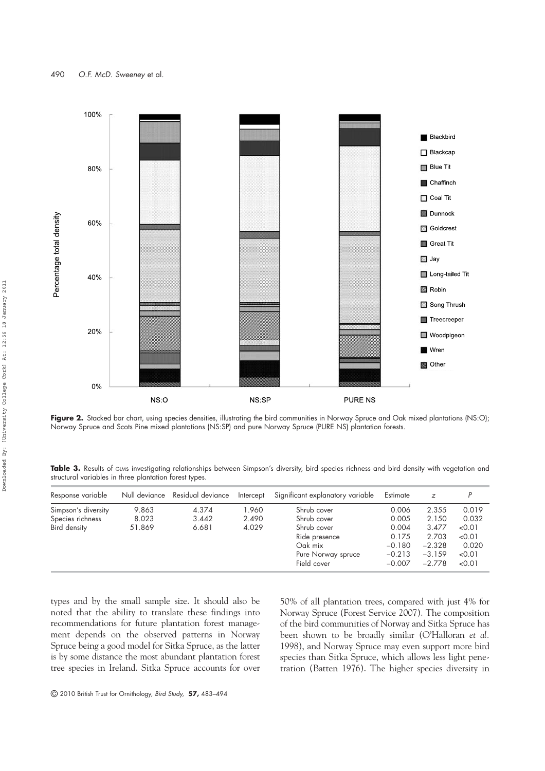Figure 2. Stacked bar chart, using species densities, illustrating the bird communities in Norway Spruce and Oak mixed plantations (NS:O); Norway Spruce and Scots Pine mixed plantations (NS:SP) and pure Norway Spruce (PURE NS) plantation forests.

**Table 3.** Results of GLMs investigating relationships between Simpson's diversity, bird species richness and bird density with vegetation and structural variables in three plantation forest types.

| Response variable | Null deviance | Residual deviance | Intercept | Significant explanatory variable | Estimate | $z$ | $P$ |
|---|---|---|---|---|---|---|---|
| Simpson's diversity | 9.863 | 4.374 | 1.960 | Shrub cover | 0.006 | 2.355 | 0.019 |
| Species richness | 8.023 | 3.442 | 2.490 | Shrub cover | 0.005 | 2.150 | 0.032 |
| Bird density | 51.869 | 6.681 | 4.029 | Shrub cover | 0.004 | 3.477 | <0.01 |
| | | | | Ride presence | 0.175 | 2.703 | <0.01 |
| | | | | Oak mix | −0.180 | −2.328 | 0.020 |
| | | | | Pure Norway spruce | −0.213 | −3.159 | <0.01 |
| | | | | Field cover | −0.007 | −2.778 | <0.01 |

types and by the small sample size. It should also be noted that the ability to translate these findings into recommendations for future plantation forest management depends on the observed patterns in Norway Spruce being a good model for Sitka Spruce, as the latter is by some distance the most abundant plantation forest tree species in Ireland. Sitka Spruce accounts for over 50% of all plantation trees, compared with just 4% for Norway Spruce (Forest Service 2007). The composition of the bird communities of Norway and Sitka Spruce has been shown to be broadly similar (O'Halloran *et al.* 1998), and Norway Spruce may even support more bird species than Sitka Spruce, which allows less light penetration (Batten 1976). The higher species diversity in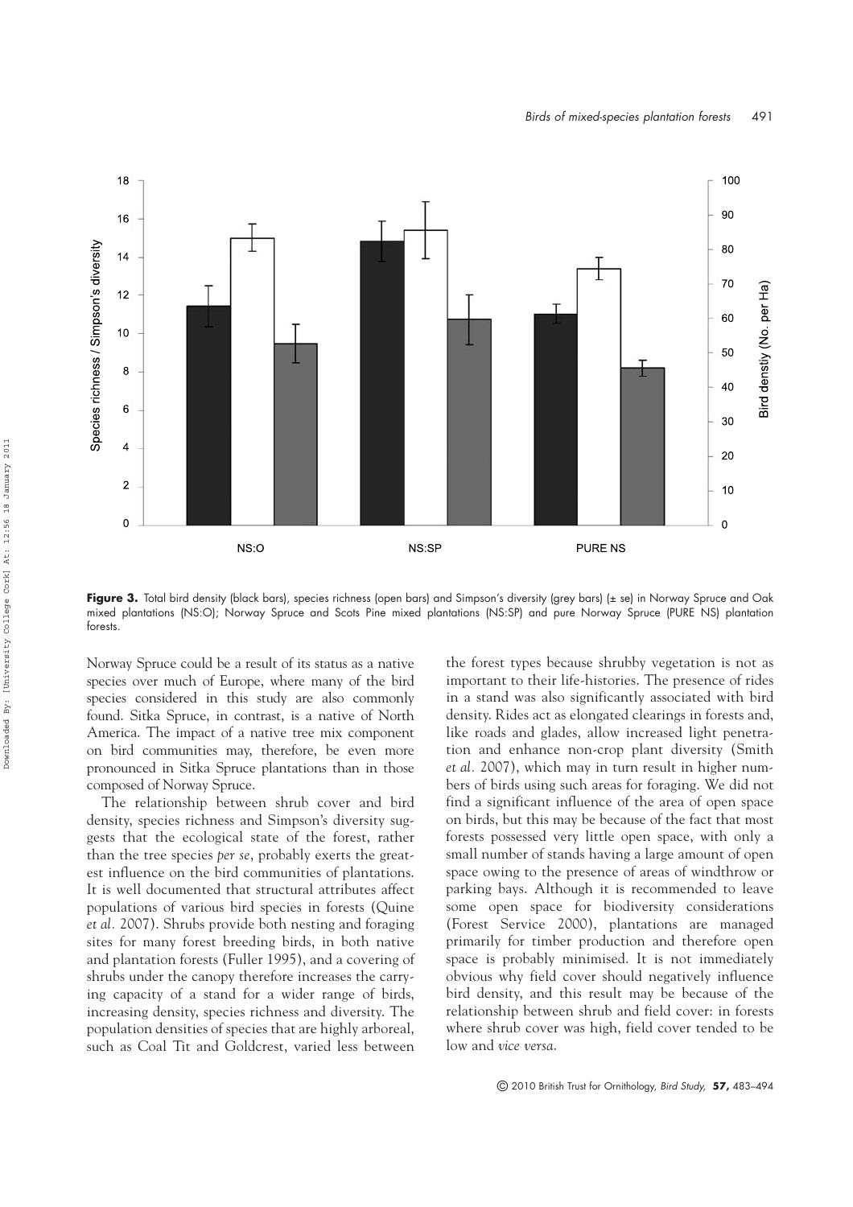18
16
14
12
10
8
6
4
2
0

100
90
80
70
60
50
40
30
20
10
0

Species richness / Simpson's diversity

Bird denstiy (No. per Ha)

NS:O
NS:SP
PURE NS

**Figure 3.** Total bird density (black bars), species richness (open bars) and Simpson's diversity (grey bars) (± se) in Norway Spruce and Oak mixed plantations (NS:O); Norway Spruce and Scots Pine mixed plantations (NS:SP) and pure Norway Spruce (PURE NS) plantation forests.

Norway Spruce could be a result of its status as a native species over much of Europe, where many of the bird species considered in this study are also commonly found. Sitka Spruce, in contrast, is a native of North America. The impact of a native tree mix component on bird communities may, therefore, be even more pronounced in Sitka Spruce plantations than in those composed of Norway Spruce.

The relationship between shrub cover and bird density, species richness and Simpson's diversity suggests that the ecological state of the forest, rather than the tree species *per se*, probably exerts the greatest influence on the bird communities of plantations. It is well documented that structural attributes affect populations of various bird species in forests (Quine *et al.* 2007). Shrubs provide both nesting and foraging sites for many forest breeding birds, in both native and plantation forests (Fuller 1995), and a covering of shrubs under the canopy therefore increases the carrying capacity of a stand for a wider range of birds, increasing density, species richness and diversity. The population densities of species that are highly arboreal, such as Coal Tit and Goldcrest, varied less between the forest types because shrubby vegetation is not as important to their life-histories. The presence of rides in a stand was also significantly associated with bird density. Rides act as elongated clearings in forests and, like roads and glades, allow increased light penetration and enhance non-crop plant diversity (Smith *et al.* 2007), which may in turn result in higher numbers of birds using such areas for foraging. We did not find a significant influence of the area of open space on birds, but this may be because of the fact that most forests possessed very little open space, with only a small number of stands having a large amount of open space owing to the presence of areas of windthrow or parking bays. Although it is recommended to leave some open space for biodiversity considerations (Forest Service 2000), plantations are managed primarily for timber production and therefore open space is probably minimised. It is not immediately obvious why field cover should negatively influence bird density, and this result may be because of the relationship between shrub and field cover: in forests where shrub cover was high, field cover tended to be low and *vice versa*.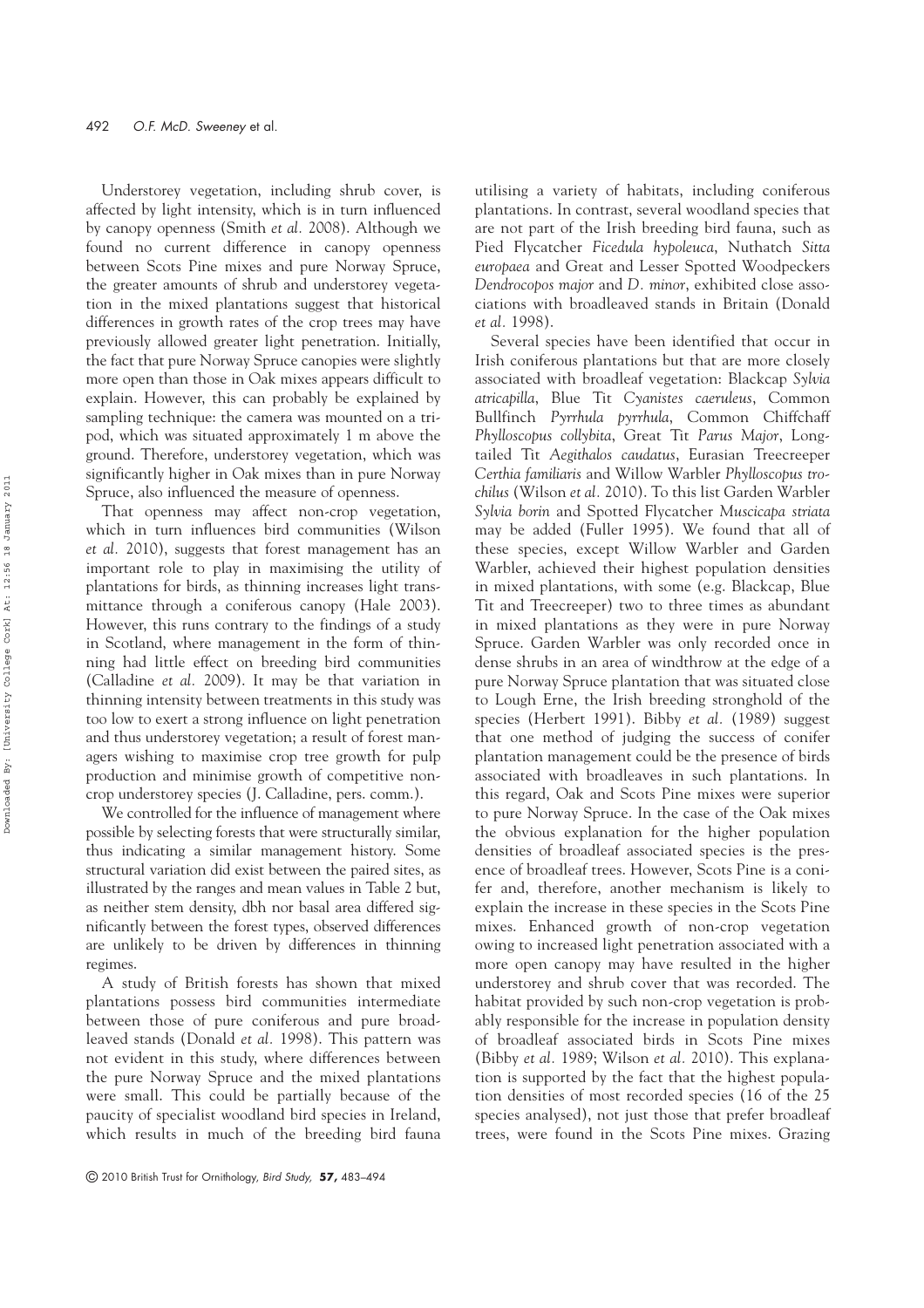Understorey vegetation, including shrub cover, is affected by light intensity, which is in turn influenced by canopy openness (Smith *et al.* 2008). Although we found no current difference in canopy openness between Scots Pine mixes and pure Norway Spruce, the greater amounts of shrub and understorey vegetation in the mixed plantations suggest that historical differences in growth rates of the crop trees may have previously allowed greater light penetration. Initially, the fact that pure Norway Spruce canopies were slightly more open than those in Oak mixes appears difficult to explain. However, this can probably be explained by sampling technique: the camera was mounted on a tripod, which was situated approximately 1 m above the ground. Therefore, understorey vegetation, which was significantly higher in Oak mixes than in pure Norway Spruce, also influenced the measure of openness.

That openness may affect non-crop vegetation, which in turn influences bird communities (Wilson *et al.* 2010), suggests that forest management has an important role to play in maximising the utility of plantations for birds, as thinning increases light transmittance through a coniferous canopy (Hale 2003). However, this runs contrary to the findings of a study in Scotland, where management in the form of thinning had little effect on breeding bird communities (Calladine *et al.* 2009). It may be that variation in thinning intensity between treatments in this study was too low to exert a strong influence on light penetration and thus understorey vegetation; a result of forest managers wishing to maximise crop tree growth for pulp production and minimise growth of competitive non-crop understorey species (J. Calladine, pers. comm.).

We controlled for the influence of management where possible by selecting forests that were structurally similar, thus indicating a similar management history. Some structural variation did exist between the paired sites, as illustrated by the ranges and mean values in Table 2 but, as neither stem density, dbh nor basal area differed significantly between the forest types, observed differences are unlikely to be driven by differences in thinning regimes.

A study of British forests has shown that mixed plantations possess bird communities intermediate between those of pure coniferous and pure broadleaved stands (Donald *et al.* 1998). This pattern was not evident in this study, where differences between the pure Norway Spruce and the mixed plantations were small. This could be partially because of the paucity of specialist woodland bird species in Ireland, which results in much of the breeding bird fauna utilising a variety of habitats, including coniferous plantations. In contrast, several woodland species that are not part of the Irish breeding bird fauna, such as Pied Flycatcher *Ficedula hypoleuca*, Nuthatch *Sitta europaea* and Great and Lesser Spotted Woodpeckers *Dendrocopos major* and *D. minor*, exhibited close associations with broadleaved stands in Britain (Donald *et al.* 1998).

Several species have been identified that occur in Irish coniferous plantations but that are more closely associated with broadleaf vegetation: Blackcap *Sylvia atricapilla*, Blue Tit *Cyanistes caeruleus*, Common Bullfinch *Pyrrhula pyrrhula*, Common Chiffchaff *Phylloscopus collybita*, Great Tit *Parus Major*, Long-tailed Tit *Aegithalos caudatus*, Eurasian Treecreeper *Certhia familiaris* and Willow Warbler *Phylloscopus trochilus* (Wilson *et al.* 2010). To this list Garden Warbler *Sylvia borin* and Spotted Flycatcher *Muscicapa striata* may be added (Fuller 1995). We found that all of these species, except Willow Warbler and Garden Warbler, achieved their highest population densities in mixed plantations, with some (e.g. Blackcap, Blue Tit and Treecreeper) two to three times as abundant in mixed plantations as they were in pure Norway Spruce. Garden Warbler was only recorded once in dense shrubs in an area of windthrow at the edge of a pure Norway Spruce plantation that was situated close to Lough Erne, the Irish breeding stronghold of the species (Herbert 1991). Bibby *et al.* (1989) suggest that one method of judging the success of conifer plantation management could be the presence of birds associated with broadleaves in such plantations. In this regard, Oak and Scots Pine mixes were superior to pure Norway Spruce. In the case of the Oak mixes the obvious explanation for the higher population densities of broadleaf associated species is the presence of broadleaf trees. However, Scots Pine is a conifer and, therefore, another mechanism is likely to explain the increase in these species in the Scots Pine mixes. Enhanced growth of non-crop vegetation owing to increased light penetration associated with a more open canopy may have resulted in the higher understorey and shrub cover that was recorded. The habitat provided by such non-crop vegetation is probably responsible for the increase in population density of broadleaf associated birds in Scots Pine mixes (Bibby *et al.* 1989; Wilson *et al.* 2010). This explanation is supported by the fact that the highest population densities of most recorded species (16 of the 25 species analysed), not just those that prefer broadleaf trees, were found in the Scots Pine mixes. Grazing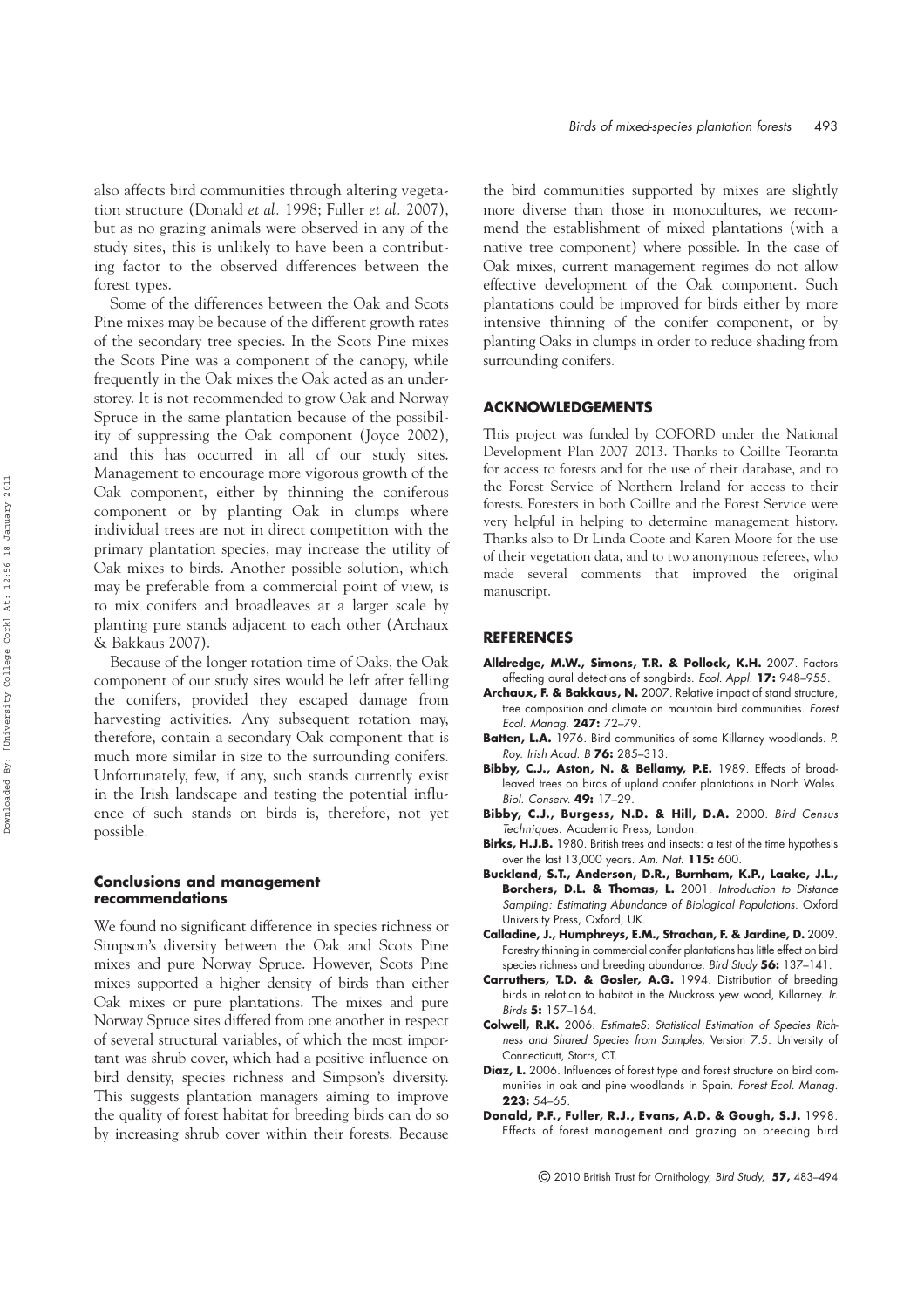also affects bird communities through altering vegetation structure (Donald *et al.* 1998; Fuller *et al.* 2007), but as no grazing animals were observed in any of the study sites, this is unlikely to have been a contributing factor to the observed differences between the forest types.

Some of the differences between the Oak and Scots Pine mixes may be because of the different growth rates of the secondary tree species. In the Scots Pine mixes the Scots Pine was a component of the canopy, while frequently in the Oak mixes the Oak acted as an understorey. It is not recommended to grow Oak and Norway Spruce in the same plantation because of the possibility of suppressing the Oak component (Joyce 2002), and this has occurred in all of our study sites. Management to encourage more vigorous growth of the Oak component, either by thinning the coniferous component or by planting Oak in clumps where individual trees are not in direct competition with the primary plantation species, may increase the utility of Oak mixes to birds. Another possible solution, which may be preferable from a commercial point of view, is to mix conifers and broadleaves at a larger scale by planting pure stands adjacent to each other (Archaux & Bakkaus 2007).

Because of the longer rotation time of Oaks, the Oak component of our study sites would be left after felling the conifers, provided they escaped damage from harvesting activities. Any subsequent rotation may, therefore, contain a secondary Oak component that is much more similar in size to the surrounding conifers. Unfortunately, few, if any, such stands currently exist in the Irish landscape and testing the potential influence of such stands on birds is, therefore, not yet possible.

### Conclusions and management recommendations

We found no significant difference in species richness or Simpson's diversity between the Oak and Scots Pine mixes and pure Norway Spruce. However, Scots Pine mixes supported a higher density of birds than either Oak mixes or pure plantations. The mixes and pure Norway Spruce sites differed from one another in respect of several structural variables, of which the most important was shrub cover, which had a positive influence on bird density, species richness and Simpson's diversity. This suggests plantation managers aiming to improve the quality of forest habitat for breeding birds can do so by increasing shrub cover within their forests. Because the bird communities supported by mixes are slightly more diverse than those in monocultures, we recommend the establishment of mixed plantations (with a native tree component) where possible. In the case of Oak mixes, current management regimes do not allow effective development of the Oak component. Such plantations could be improved for birds either by more intensive thinning of the conifer component, or by planting Oaks in clumps in order to reduce shading from surrounding conifers.

## ACKNOWLEDGEMENTS

This project was funded by COFORD under the National Development Plan 2007–2013. Thanks to Coillte Teoranta for access to forests and for the use of their database, and to the Forest Service of Northern Ireland for access to their forests. Foresters in both Coillte and the Forest Service were very helpful in helping to determine management history. Thanks also to Dr Linda Coote and Karen Moore for the use of their vegetation data, and to two anonymous referees, who made several comments that improved the original manuscript.

## REFERENCES

**Alldredge, M.W., Simons, T.R. & Pollock, K.H.** 2007. Factors affecting aural detections of songbirds. *Ecol. Appl.* **17:** 948–955.

**Archaux, F. & Bakkaus, N.** 2007. Relative impact of stand structure, tree composition and climate on mountain bird communities. *Forest Ecol. Manag.* **247:** 72–79.

**Batten, L.A.** 1976. Bird communities of some Killarney woodlands. *P. Roy. Irish Acad. B* **76:** 285–313.

**Bibby, C.J., Aston, N. & Bellamy, P.E.** 1989. Effects of broadleaved trees on birds of upland conifer plantations in North Wales. *Biol. Conserv.* **49:** 17–29.

**Bibby, C.J., Burgess, N.D. & Hill, D.A.** 2000. *Bird Census Techniques*. Academic Press, London.

**Birks, H.J.B.** 1980. British trees and insects: a test of the time hypothesis over the last 13,000 years. *Am. Nat.* **115:** 600.

**Buckland, S.T., Anderson, D.R., Burnham, K.P., Laake, J.L., Borchers, D.L. & Thomas, L.** 2001. *Introduction to Distance Sampling: Estimating Abundance of Biological Populations*. Oxford University Press, Oxford, UK.

**Calladine, J., Humphreys, E.M., Strachan, F. & Jardine, D.** 2009. Forestry thinning in commercial conifer plantations has little effect on bird species richness and breeding abundance. *Bird Study* **56:** 137–141.

**Carruthers, T.D. & Gosler, A.G.** 1994. Distribution of breeding birds in relation to habitat in the Muckross yew wood, Killarney. *Ir. Birds* **5:** 157–164.

**Colwell, R.K.** 2006. *EstimateS: Statistical Estimation of Species Richness and Shared Species from Samples*, Version 7.5. University of Connecticutt, Storrs, CT.

**Diaz, L.** 2006. Influences of forest type and forest structure on bird communities in oak and pine woodlands in Spain. *Forest Ecol. Manag.* **223:** 54–65.

**Donald, P.F., Fuller, R.J., Evans, A.D. & Gough, S.J.** 1998. Effects of forest management and grazing on breeding bird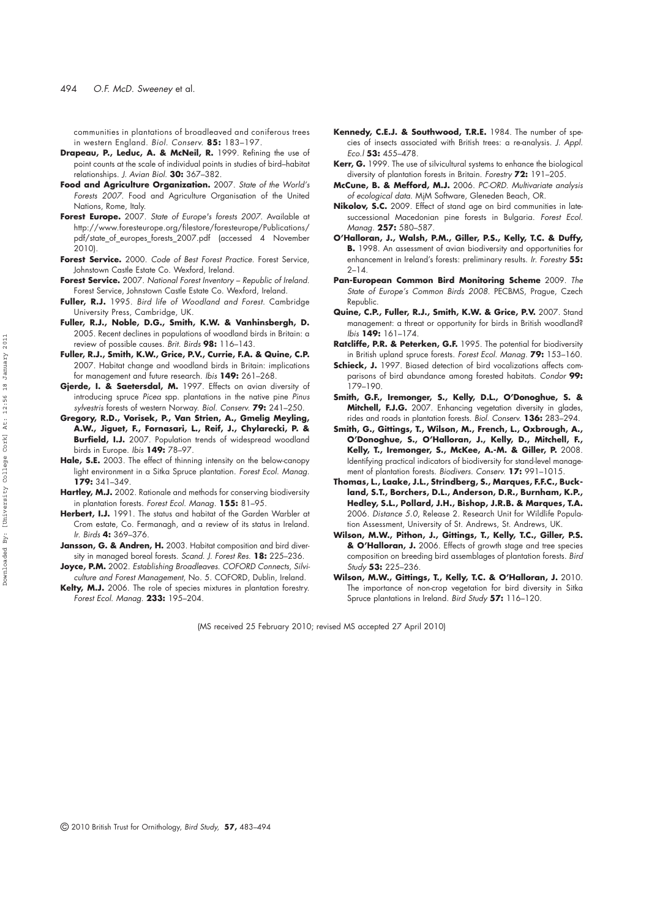communities in plantations of broadleaved and coniferous trees in western England. *Biol. Conserv.* **85:** 183–197.

**Drapeau, P., Leduc, A. & McNeil, R.** 1999. Refining the use of point counts at the scale of individual points in studies of bird–habitat relationships. *J. Avian Biol.* **30:** 367–382.

**Food and Agriculture Organization.** 2007. *State of the World's Forests 2007*. Food and Agriculture Organisation of the United Nations, Rome, Italy.

**Forest Europe.** 2007. *State of Europe's forests 2007*. Available at http://www.foresteurope.org/filestore/foresteurope/Publications/pdf/state_of_europes_forests_2007.pdf (accessed 4 November 2010).

**Forest Service.** 2000. *Code of Best Forest Practice*. Forest Service, Johnstown Castle Estate Co. Wexford, Ireland.

**Forest Service.** 2007. *National Forest Inventory – Republic of Ireland*. Forest Service, Johnstown Castle Estate Co. Wexford, Ireland.

**Fuller, R.J.** 1995. *Bird life of Woodland and Forest*. Cambridge University Press, Cambridge, UK.

**Fuller, R.J., Noble, D.G., Smith, K.W. & Vanhinsbergh, D.** 2005. Recent declines in populations of woodland birds in Britain: a review of possible causes. *Brit. Birds* **98:** 116–143.

**Fuller, R.J., Smith, K.W., Grice, P.V., Currie, F.A. & Quine, C.P.** 2007. Habitat change and woodland birds in Britain: implications for management and future research. *Ibis* **149:** 261–268.

**Gjerde, I. & Saetersdal, M.** 1997. Effects on avian diversity of introducing spruce *Picea* spp. plantations in the native pine *Pinus sylvestris* forests of western Norway. *Biol. Conserv.* **79:** 241–250.

**Gregory, R.D., Vorisek, P., Van Strien, A., Gmelig Meyling, A.W., Jiguet, F., Fornasari, L., Reif, J., Chylarecki, P. & Burfield, I.J.** 2007. Population trends of widespread woodland birds in Europe. *Ibis* **149:** 78–97.

**Hale, S.E.** 2003. The effect of thinning intensity on the below-canopy light environment in a Sitka Spruce plantation. *Forest Ecol. Manag.* **179:** 341–349.

**Hartley, M.J.** 2002. Rationale and methods for conserving biodiversity in plantation forests. *Forest Ecol. Manag.* **155:** 81–95.

**Herbert, I.J.** 1991. The status and habitat of the Garden Warbler at Crom estate, Co. Fermanagh, and a review of its status in Ireland. *Ir. Birds* **4:** 369–376.

**Jansson, G. & Andren, H.** 2003. Habitat composition and bird diversity in managed boreal forests. *Scand. J. Forest Res.* **18:** 225–236.

**Joyce, P.M.** 2002. *Establishing Broadleaves. COFORD Connects, Silviculture and Forest Management*, No. 5. COFORD, Dublin, Ireland.

**Kelty, M.J.** 2006. The role of species mixtures in plantation forestry. *Forest Ecol. Manag.* **233:** 195–204.

**Kennedy, C.E.J. & Southwood, T.R.E.** 1984. The number of species of insects associated with British trees: a re-analysis. *J. Appl. Eco.l* **53:** 455–478.

**Kerr, G.** 1999. The use of silvicultural systems to enhance the biological diversity of plantation forests in Britain. *Forestry* **72:** 191–205.

**McCune, B. & Mefford, M.J.** 2006. *PC-ORD. Multivariate analysis of ecological data*. MjM Software, Gleneden Beach, OR.

**Nikolov, S.C.** 2009. Effect of stand age on bird communities in late-successional Macedonian pine forests in Bulgaria. *Forest Ecol. Manag.* **257:** 580–587.

**O'Halloran, J., Walsh, P.M., Giller, P.S., Kelly, T.C. & Duffy, B.** 1998. An assessment of avian biodiversity and opportunities for enhancement in Ireland's forests: preliminary results. *Ir. Forestry* **55:** 2–14.

**Pan-European Common Bird Monitoring Scheme** 2009. *The State of Europe's Common Birds 2008*. PECBMS, Prague, Czech Republic.

**Quine, C.P., Fuller, R.J., Smith, K.W. & Grice, P.V.** 2007. Stand management: a threat or opportunity for birds in British woodland? *Ibis* **149:** 161–174.

**Ratcliffe, P.R. & Peterken, G.F.** 1995. The potential for biodiversity in British upland spruce forests. *Forest Ecol. Manag.* **79:** 153–160.

**Schieck, J.** 1997. Biased detection of bird vocalizations affects comparisons of bird abundance among forested habitats. *Condor* **99:** 179–190.

**Smith, G.F., Iremonger, S., Kelly, D.L., O'Donoghue, S. & Mitchell, F.J.G.** 2007. Enhancing vegetation diversity in glades, rides and roads in plantation forests. *Biol. Conserv.* **136:** 283–294.

**Smith, G., Gittings, T., Wilson, M., French, L., Oxbrough, A., O'Donoghue, S., O'Halloran, J., Kelly, D., Mitchell, F., Kelly, T., Iremonger, S., McKee, A.-M. & Giller, P.** 2008. Identifying practical indicators of biodiversity for stand-level management of plantation forests. *Biodivers. Conserv.* **17:** 991–1015.

**Thomas, L., Laake, J.L., Strindberg, S., Marques, F.F.C., Buckland, S.T., Borchers, D.L., Anderson, D.R., Burnham, K.P., Hedley, S.L., Pollard, J.H., Bishop, J.R.B. & Marques, T.A.** 2006. *Distance 5.0*, Release 2. Research Unit for Wildlife Population Assessment, University of St. Andrews, St. Andrews, UK.

**Wilson, M.W., Pithon, J., Gittings, T., Kelly, T.C., Giller, P.S. & O'Halloran, J.** 2006. Effects of growth stage and tree species composition on breeding bird assemblages of plantation forests. *Bird Study* **53:** 225–236.

**Wilson, M.W., Gittings, T., Kelly, T.C. & O'Halloran, J.** 2010. The importance of non-crop vegetation for bird diversity in Sitka Spruce plantations in Ireland. *Bird Study* **57:** 116–120.

(MS received 25 February 2010; revised MS accepted 27 April 2010)